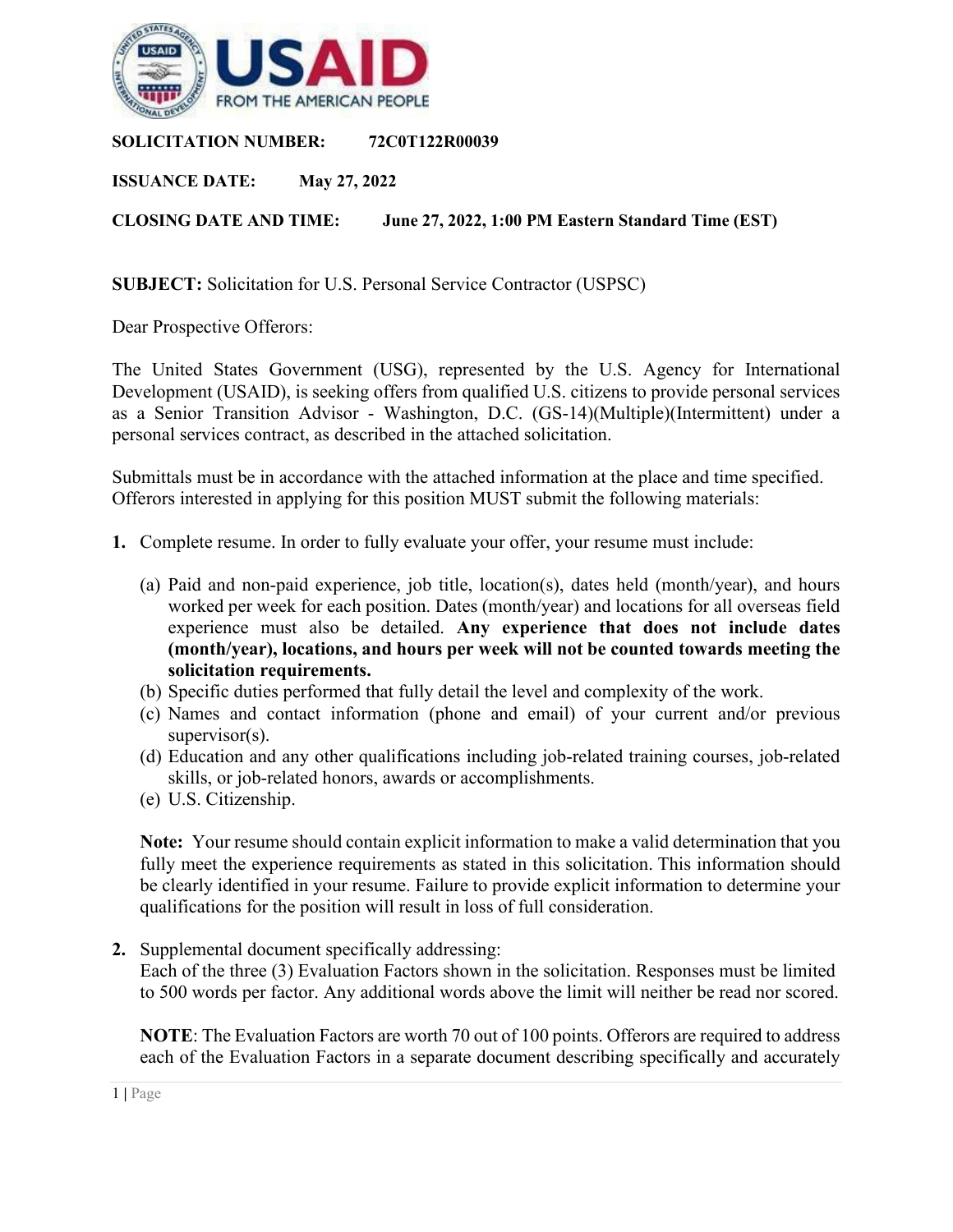**SOLICITATION NUMBER:** **72C0T122R00039**

**ISSUANCE DATE:** **May 27, 2022**

**CLOSING DATE AND TIME:** **June 27, 2022, 1:00 PM Eastern Standard Time (EST)**

**SUBJECT:** Solicitation for U.S. Personal Service Contractor (USPSC)

Dear Prospective Offerors:

The United States Government (USG), represented by the U.S. Agency for International Development (USAID), is seeking offers from qualified U.S. citizens to provide personal services as a Senior Transition Advisor - Washington, D.C. (GS-14)(Multiple)(Intermittent) under a personal services contract, as described in the attached solicitation.

Submittals must be in accordance with the attached information at the place and time specified. Offerors interested in applying for this position MUST submit the following materials:

1. Complete resume. In order to fully evaluate your offer, your resume must include:

   (a) Paid and non-paid experience, job title, location(s), dates held (month/year), and hours worked per week for each position. Dates (month/year) and locations for all overseas field experience must also be detailed. **Any experience that does not include dates (month/year), locations, and hours per week will not be counted towards meeting the solicitation requirements.**
   (b) Specific duties performed that fully detail the level and complexity of the work.
   (c) Names and contact information (phone and email) of your current and/or previous supervisor(s).
   (d) Education and any other qualifications including job-related training courses, job-related skills, or job-related honors, awards or accomplishments.
   (e) U.S. Citizenship.

   **Note:** Your resume should contain explicit information to make a valid determination that you fully meet the experience requirements as stated in this solicitation. This information should be clearly identified in your resume. Failure to provide explicit information to determine your qualifications for the position will result in loss of full consideration.

2. Supplemental document specifically addressing:
   Each of the three (3) Evaluation Factors shown in the solicitation. Responses must be limited to 500 words per factor. Any additional words above the limit will neither be read nor scored.

   **NOTE**: The Evaluation Factors are worth 70 out of 100 points. Offerors are required to address each of the Evaluation Factors in a separate document describing specifically and accurately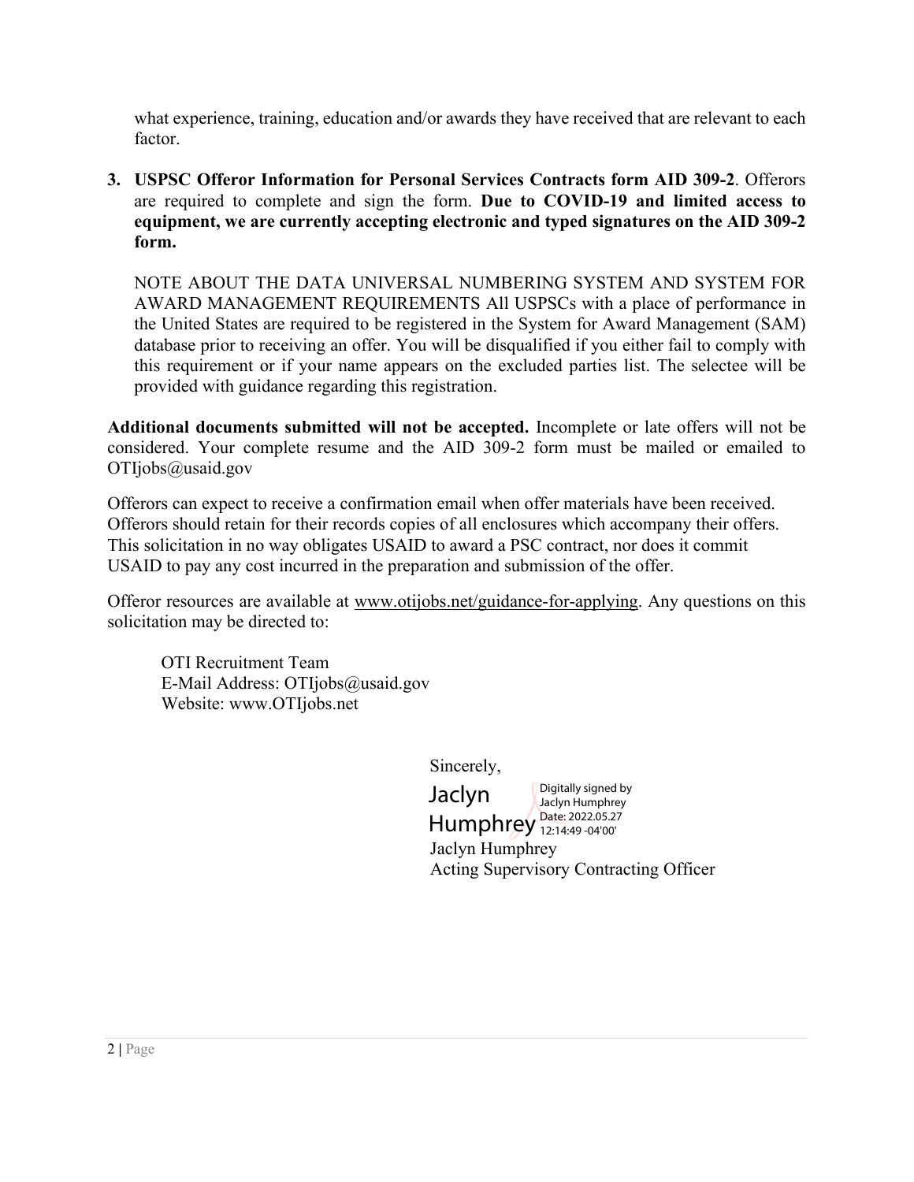what experience, training, education and/or awards they have received that are relevant to each factor.

3. **USPSC Offeror Information for Personal Services Contracts form AID 309-2**. Offerors are required to complete and sign the form. **Due to COVID-19 and limited access to equipment, we are currently accepting electronic and typed signatures on the AID 309-2 form.**

   NOTE ABOUT THE DATA UNIVERSAL NUMBERING SYSTEM AND SYSTEM FOR AWARD MANAGEMENT REQUIREMENTS All USPSCs with a place of performance in the United States are required to be registered in the System for Award Management (SAM) database prior to receiving an offer. You will be disqualified if you either fail to comply with this requirement or if your name appears on the excluded parties list. The selectee will be provided with guidance regarding this registration.

**Additional documents submitted will not be accepted.** Incomplete or late offers will not be considered. Your complete resume and the AID 309-2 form must be mailed or emailed to OTIjobs@usaid.gov

Offerors can expect to receive a confirmation email when offer materials have been received. Offerors should retain for their records copies of all enclosures which accompany their offers. This solicitation in no way obligates USAID to award a PSC contract, nor does it commit USAID to pay any cost incurred in the preparation and submission of the offer.

Offeror resources are available at www.otijobs.net/guidance-for-applying. Any questions on this solicitation may be directed to:

OTI Recruitment Team
E-Mail Address: OTIjobs@usaid.gov
Website: www.OTIjobs.net

Sincerely,

Jaclyn Humphrey
Digitally signed by Jaclyn Humphrey
Date: 2022.05.27 12:14:49 -04'00'

Jaclyn Humphrey
Acting Supervisory Contracting Officer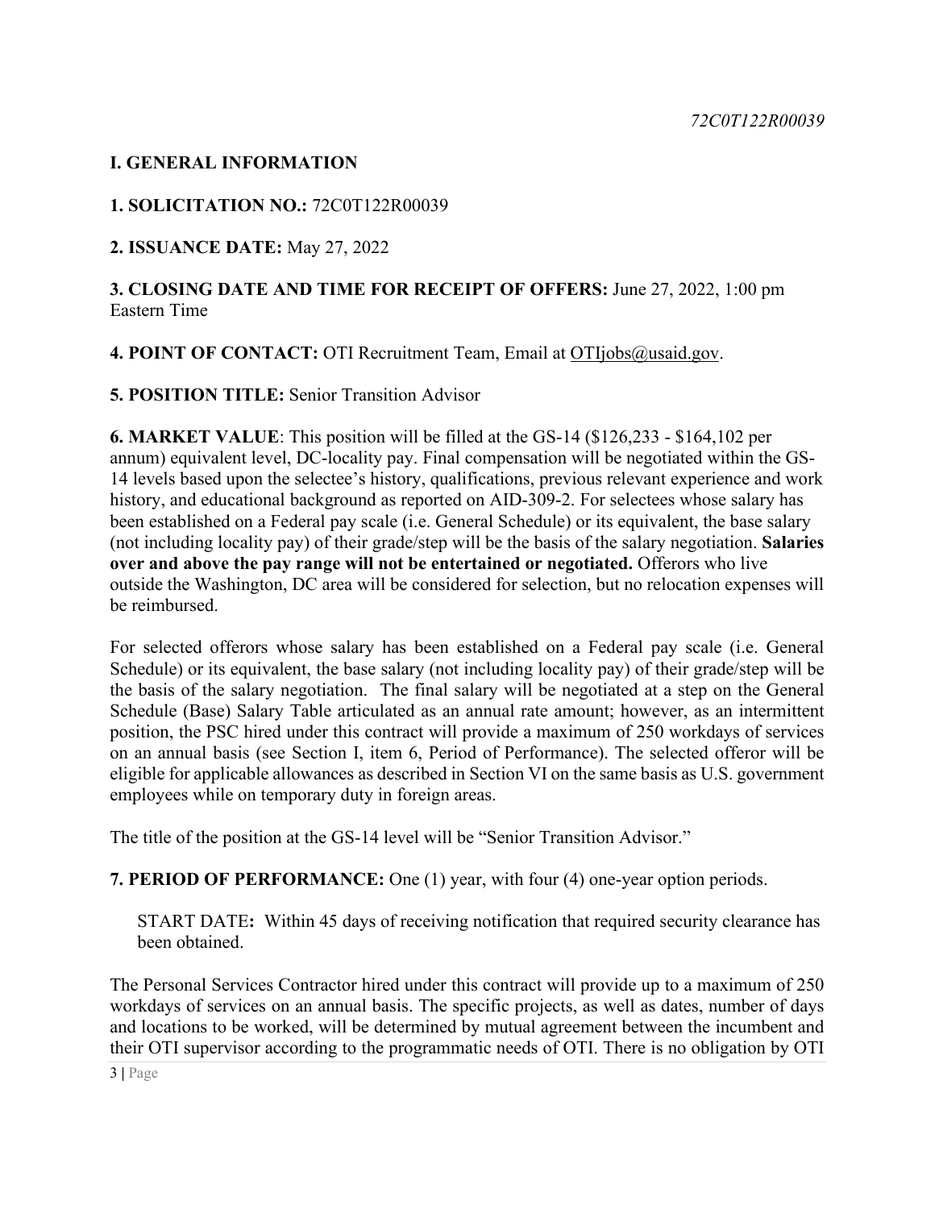## I. GENERAL INFORMATION

**1. SOLICITATION NO.:** 72C0T122R00039

**2. ISSUANCE DATE:** May 27, 2022

**3. CLOSING DATE AND TIME FOR RECEIPT OF OFFERS:** June 27, 2022, 1:00 pm Eastern Time

**4. POINT OF CONTACT:** OTI Recruitment Team, Email at OTIjobs@usaid.gov.

**5. POSITION TITLE:** Senior Transition Advisor

**6. MARKET VALUE**: This position will be filled at the GS-14 ($126,233 - $164,102 per annum) equivalent level, DC-locality pay. Final compensation will be negotiated within the GS-14 levels based upon the selectee's history, qualifications, previous relevant experience and work history, and educational background as reported on AID-309-2. For selectees whose salary has been established on a Federal pay scale (i.e. General Schedule) or its equivalent, the base salary (not including locality pay) of their grade/step will be the basis of the salary negotiation. **Salaries over and above the pay range will not be entertained or negotiated.** Offerors who live outside the Washington, DC area will be considered for selection, but no relocation expenses will be reimbursed.

For selected offerors whose salary has been established on a Federal pay scale (i.e. General Schedule) or its equivalent, the base salary (not including locality pay) of their grade/step will be the basis of the salary negotiation. The final salary will be negotiated at a step on the General Schedule (Base) Salary Table articulated as an annual rate amount; however, as an intermittent position, the PSC hired under this contract will provide a maximum of 250 workdays of services on an annual basis (see Section I, item 6, Period of Performance). The selected offeror will be eligible for applicable allowances as described in Section VI on the same basis as U.S. government employees while on temporary duty in foreign areas.

The title of the position at the GS-14 level will be "Senior Transition Advisor."

**7. PERIOD OF PERFORMANCE:** One (1) year, with four (4) one-year option periods.

START DATE**:** Within 45 days of receiving notification that required security clearance has been obtained.

The Personal Services Contractor hired under this contract will provide up to a maximum of 250 workdays of services on an annual basis. The specific projects, as well as dates, number of days and locations to be worked, will be determined by mutual agreement between the incumbent and their OTI supervisor according to the programmatic needs of OTI. There is no obligation by OTI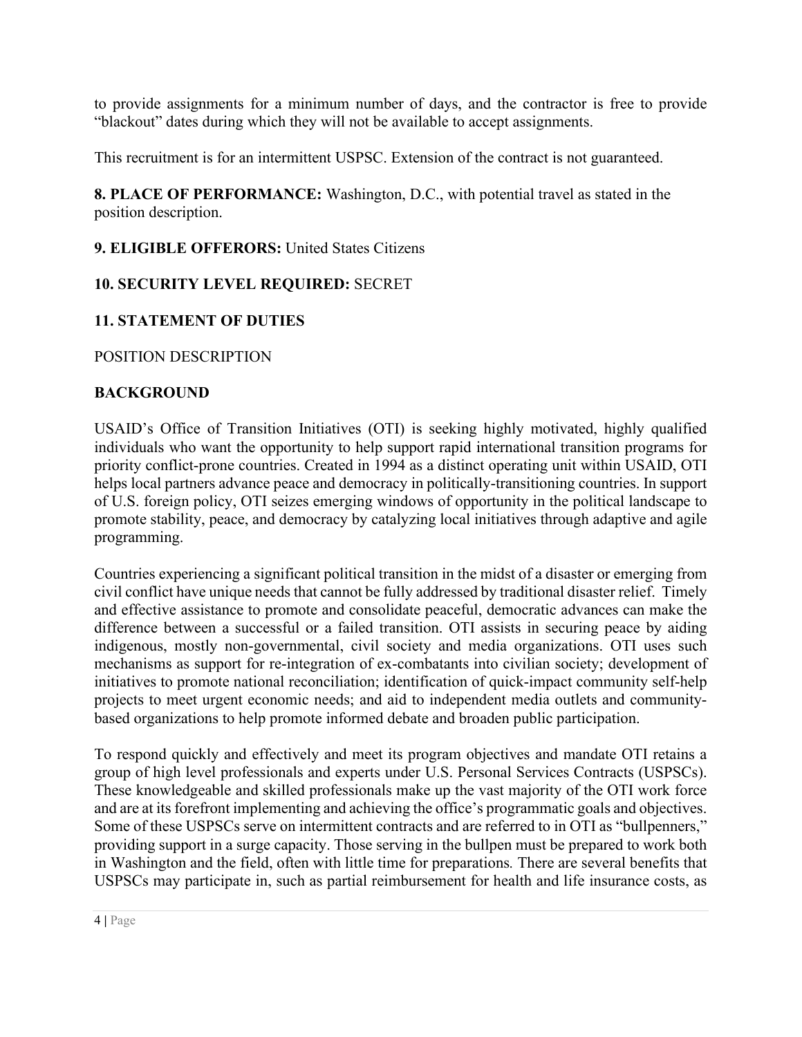to provide assignments for a minimum number of days, and the contractor is free to provide "blackout" dates during which they will not be available to accept assignments.

This recruitment is for an intermittent USPSC. Extension of the contract is not guaranteed.

**8. PLACE OF PERFORMANCE:** Washington, D.C., with potential travel as stated in the position description.

**9. ELIGIBLE OFFERORS:** United States Citizens

**10. SECURITY LEVEL REQUIRED:** SECRET

**11. STATEMENT OF DUTIES**

POSITION DESCRIPTION

**BACKGROUND**

USAID's Office of Transition Initiatives (OTI) is seeking highly motivated, highly qualified individuals who want the opportunity to help support rapid international transition programs for priority conflict-prone countries. Created in 1994 as a distinct operating unit within USAID, OTI helps local partners advance peace and democracy in politically-transitioning countries. In support of U.S. foreign policy, OTI seizes emerging windows of opportunity in the political landscape to promote stability, peace, and democracy by catalyzing local initiatives through adaptive and agile programming.

Countries experiencing a significant political transition in the midst of a disaster or emerging from civil conflict have unique needs that cannot be fully addressed by traditional disaster relief. Timely and effective assistance to promote and consolidate peaceful, democratic advances can make the difference between a successful or a failed transition. OTI assists in securing peace by aiding indigenous, mostly non-governmental, civil society and media organizations. OTI uses such mechanisms as support for re-integration of ex-combatants into civilian society; development of initiatives to promote national reconciliation; identification of quick-impact community self-help projects to meet urgent economic needs; and aid to independent media outlets and community-based organizations to help promote informed debate and broaden public participation.

To respond quickly and effectively and meet its program objectives and mandate OTI retains a group of high level professionals and experts under U.S. Personal Services Contracts (USPSCs). These knowledgeable and skilled professionals make up the vast majority of the OTI work force and are at its forefront implementing and achieving the office's programmatic goals and objectives. Some of these USPSCs serve on intermittent contracts and are referred to in OTI as "bullpenners," providing support in a surge capacity. Those serving in the bullpen must be prepared to work both in Washington and the field, often with little time for preparations. There are several benefits that USPSCs may participate in, such as partial reimbursement for health and life insurance costs, as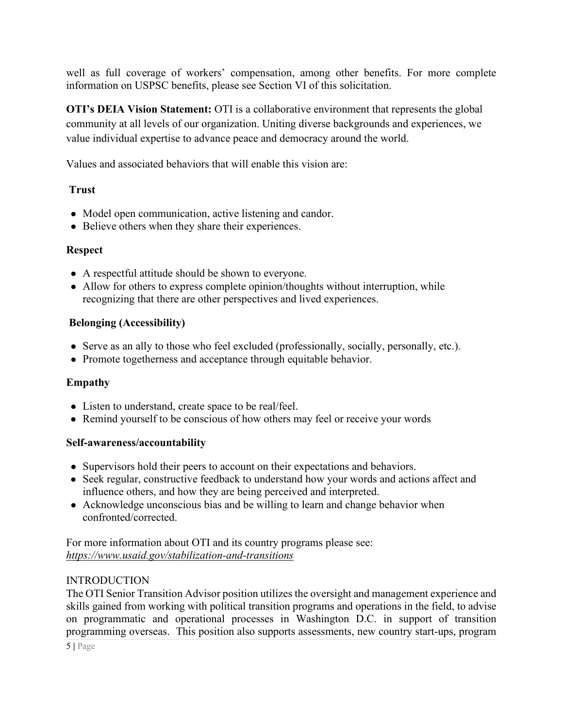well as full coverage of workers' compensation, among other benefits. For more complete information on USPSC benefits, please see Section VI of this solicitation.

**OTI's DEIA Vision Statement:** OTI is a collaborative environment that represents the global community at all levels of our organization. Uniting diverse backgrounds and experiences, we value individual expertise to advance peace and democracy around the world.

Values and associated behaviors that will enable this vision are:

**Trust**

- Model open communication, active listening and candor.
- Believe others when they share their experiences.

**Respect**

- A respectful attitude should be shown to everyone.
- Allow for others to express complete opinion/thoughts without interruption, while recognizing that there are other perspectives and lived experiences.

**Belonging (Accessibility)**

- Serve as an ally to those who feel excluded (professionally, socially, personally, etc.).
- Promote togetherness and acceptance through equitable behavior.

**Empathy**

- Listen to understand, create space to be real/feel.
- Remind yourself to be conscious of how others may feel or receive your words

**Self-awareness/accountability**

- Supervisors hold their peers to account on their expectations and behaviors.
- Seek regular, constructive feedback to understand how your words and actions affect and influence others, and how they are being perceived and interpreted.
- Acknowledge unconscious bias and be willing to learn and change behavior when confronted/corrected.

For more information about OTI and its country programs please see:
*https://www.usaid.gov/stabilization-and-transitions*

INTRODUCTION

The OTI Senior Transition Advisor position utilizes the oversight and management experience and skills gained from working with political transition programs and operations in the field, to advise on programmatic and operational processes in Washington D.C. in support of transition programming overseas. This position also supports assessments, new country start-ups, program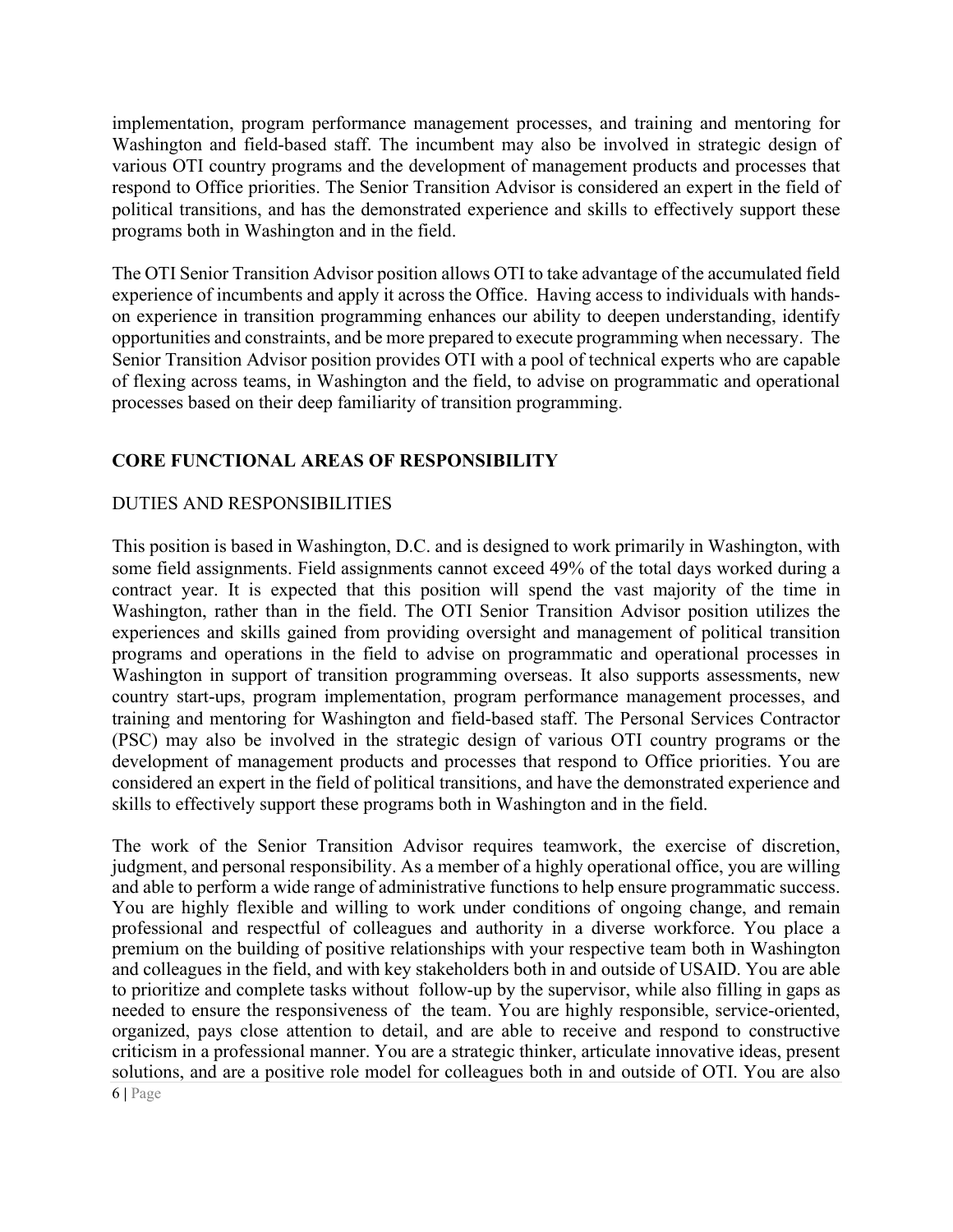implementation, program performance management processes, and training and mentoring for Washington and field-based staff. The incumbent may also be involved in strategic design of various OTI country programs and the development of management products and processes that respond to Office priorities. The Senior Transition Advisor is considered an expert in the field of political transitions, and has the demonstrated experience and skills to effectively support these programs both in Washington and in the field.

The OTI Senior Transition Advisor position allows OTI to take advantage of the accumulated field experience of incumbents and apply it across the Office. Having access to individuals with hands-on experience in transition programming enhances our ability to deepen understanding, identify opportunities and constraints, and be more prepared to execute programming when necessary. The Senior Transition Advisor position provides OTI with a pool of technical experts who are capable of flexing across teams, in Washington and the field, to advise on programmatic and operational processes based on their deep familiarity of transition programming.

## CORE FUNCTIONAL AREAS OF RESPONSIBILITY

DUTIES AND RESPONSIBILITIES

This position is based in Washington, D.C. and is designed to work primarily in Washington, with some field assignments. Field assignments cannot exceed 49% of the total days worked during a contract year. It is expected that this position will spend the vast majority of the time in Washington, rather than in the field. The OTI Senior Transition Advisor position utilizes the experiences and skills gained from providing oversight and management of political transition programs and operations in the field to advise on programmatic and operational processes in Washington in support of transition programming overseas. It also supports assessments, new country start-ups, program implementation, program performance management processes, and training and mentoring for Washington and field-based staff. The Personal Services Contractor (PSC) may also be involved in the strategic design of various OTI country programs or the development of management products and processes that respond to Office priorities. You are considered an expert in the field of political transitions, and have the demonstrated experience and skills to effectively support these programs both in Washington and in the field.

The work of the Senior Transition Advisor requires teamwork, the exercise of discretion, judgment, and personal responsibility. As a member of a highly operational office, you are willing and able to perform a wide range of administrative functions to help ensure programmatic success. You are highly flexible and willing to work under conditions of ongoing change, and remain professional and respectful of colleagues and authority in a diverse workforce. You place a premium on the building of positive relationships with your respective team both in Washington and colleagues in the field, and with key stakeholders both in and outside of USAID. You are able to prioritize and complete tasks without follow-up by the supervisor, while also filling in gaps as needed to ensure the responsiveness of the team. You are highly responsible, service-oriented, organized, pays close attention to detail, and are able to receive and respond to constructive criticism in a professional manner. You are a strategic thinker, articulate innovative ideas, present solutions, and are a positive role model for colleagues both in and outside of OTI. You are also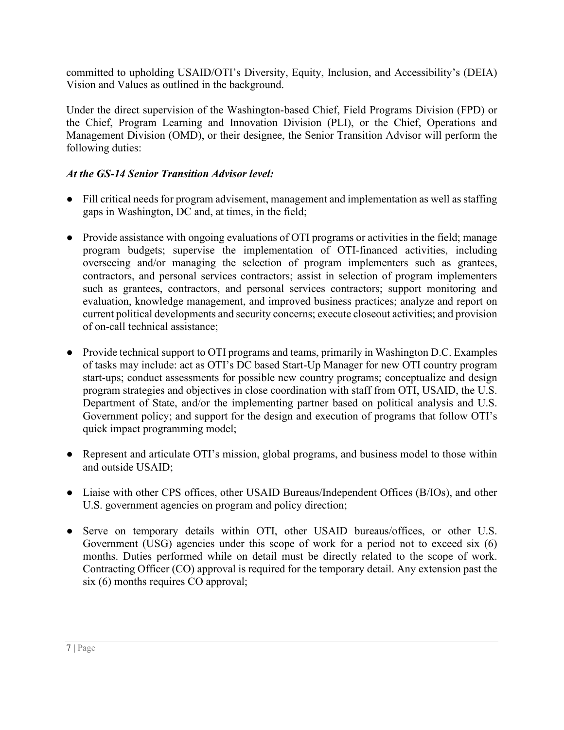committed to upholding USAID/OTI's Diversity, Equity, Inclusion, and Accessibility's (DEIA) Vision and Values as outlined in the background.

Under the direct supervision of the Washington-based Chief, Field Programs Division (FPD) or the Chief, Program Learning and Innovation Division (PLI), or the Chief, Operations and Management Division (OMD), or their designee, the Senior Transition Advisor will perform the following duties:

***At the GS-14 Senior Transition Advisor level:***

- Fill critical needs for program advisement, management and implementation as well as staffing gaps in Washington, DC and, at times, in the field;

- Provide assistance with ongoing evaluations of OTI programs or activities in the field; manage program budgets; supervise the implementation of OTI-financed activities, including overseeing and/or managing the selection of program implementers such as grantees, contractors, and personal services contractors; assist in selection of program implementers such as grantees, contractors, and personal services contractors; support monitoring and evaluation, knowledge management, and improved business practices; analyze and report on current political developments and security concerns; execute closeout activities; and provision of on-call technical assistance;

- Provide technical support to OTI programs and teams, primarily in Washington D.C. Examples of tasks may include: act as OTI's DC based Start-Up Manager for new OTI country program start-ups; conduct assessments for possible new country programs; conceptualize and design program strategies and objectives in close coordination with staff from OTI, USAID, the U.S. Department of State, and/or the implementing partner based on political analysis and U.S. Government policy; and support for the design and execution of programs that follow OTI's quick impact programming model;

- Represent and articulate OTI's mission, global programs, and business model to those within and outside USAID;

- Liaise with other CPS offices, other USAID Bureaus/Independent Offices (B/IOs), and other U.S. government agencies on program and policy direction;

- Serve on temporary details within OTI, other USAID bureaus/offices, or other U.S. Government (USG) agencies under this scope of work for a period not to exceed six (6) months. Duties performed while on detail must be directly related to the scope of work. Contracting Officer (CO) approval is required for the temporary detail. Any extension past the six (6) months requires CO approval;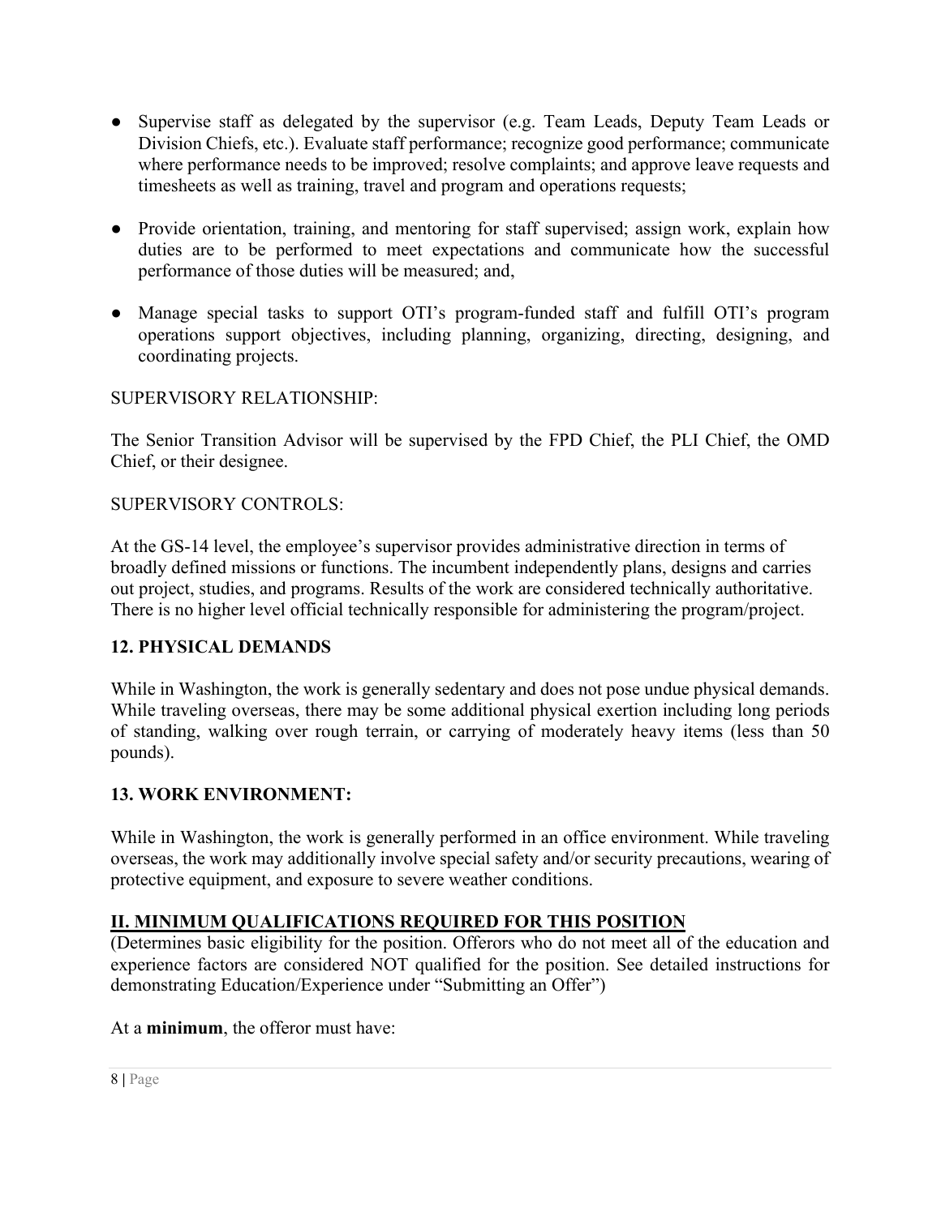- Supervise staff as delegated by the supervisor (e.g. Team Leads, Deputy Team Leads or Division Chiefs, etc.). Evaluate staff performance; recognize good performance; communicate where performance needs to be improved; resolve complaints; and approve leave requests and timesheets as well as training, travel and program and operations requests;

- Provide orientation, training, and mentoring for staff supervised; assign work, explain how duties are to be performed to meet expectations and communicate how the successful performance of those duties will be measured; and,

- Manage special tasks to support OTI's program-funded staff and fulfill OTI's program operations support objectives, including planning, organizing, directing, designing, and coordinating projects.

SUPERVISORY RELATIONSHIP:

The Senior Transition Advisor will be supervised by the FPD Chief, the PLI Chief, the OMD Chief, or their designee.

SUPERVISORY CONTROLS:

At the GS-14 level, the employee's supervisor provides administrative direction in terms of broadly defined missions or functions. The incumbent independently plans, designs and carries out project, studies, and programs. Results of the work are considered technically authoritative. There is no higher level official technically responsible for administering the program/project.

### 12. PHYSICAL DEMANDS

While in Washington, the work is generally sedentary and does not pose undue physical demands. While traveling overseas, there may be some additional physical exertion including long periods of standing, walking over rough terrain, or carrying of moderately heavy items (less than 50 pounds).

### 13. WORK ENVIRONMENT:

While in Washington, the work is generally performed in an office environment. While traveling overseas, the work may additionally involve special safety and/or security precautions, wearing of protective equipment, and exposure to severe weather conditions.

## II. MINIMUM QUALIFICATIONS REQUIRED FOR THIS POSITION

(Determines basic eligibility for the position. Offerors who do not meet all of the education and experience factors are considered NOT qualified for the position. See detailed instructions for demonstrating Education/Experience under "Submitting an Offer")

At a **minimum**, the offeror must have: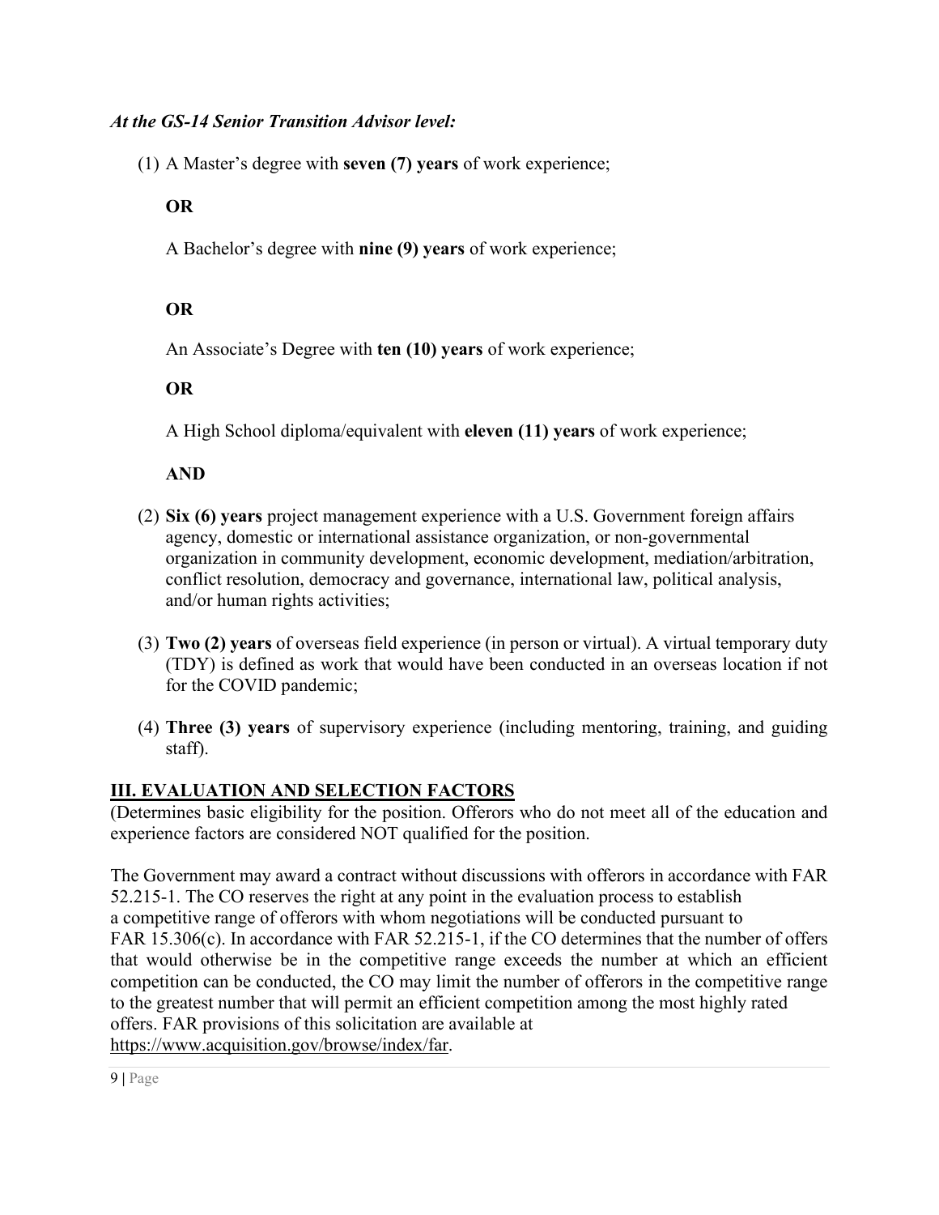***At the GS-14 Senior Transition Advisor level:***

(1) A Master's degree with **seven (7) years** of work experience;

**OR**

A Bachelor's degree with **nine (9) years** of work experience;

**OR**

An Associate's Degree with **ten (10) years** of work experience;

**OR**

A High School diploma/equivalent with **eleven (11) years** of work experience;

**AND**

(2) **Six (6) years** project management experience with a U.S. Government foreign affairs agency, domestic or international assistance organization, or non-governmental organization in community development, economic development, mediation/arbitration, conflict resolution, democracy and governance, international law, political analysis, and/or human rights activities;

(3) **Two (2) years** of overseas field experience (in person or virtual). A virtual temporary duty (TDY) is defined as work that would have been conducted in an overseas location if not for the COVID pandemic;

(4) **Three (3) years** of supervisory experience (including mentoring, training, and guiding staff).

## III. EVALUATION AND SELECTION FACTORS

(Determines basic eligibility for the position. Offerors who do not meet all of the education and experience factors are considered NOT qualified for the position.

The Government may award a contract without discussions with offerors in accordance with FAR 52.215-1. The CO reserves the right at any point in the evaluation process to establish a competitive range of offerors with whom negotiations will be conducted pursuant to FAR 15.306(c). In accordance with FAR 52.215-1, if the CO determines that the number of offers that would otherwise be in the competitive range exceeds the number at which an efficient competition can be conducted, the CO may limit the number of offerors in the competitive range to the greatest number that will permit an efficient competition among the most highly rated offers. FAR provisions of this solicitation are available at https://www.acquisition.gov/browse/index/far.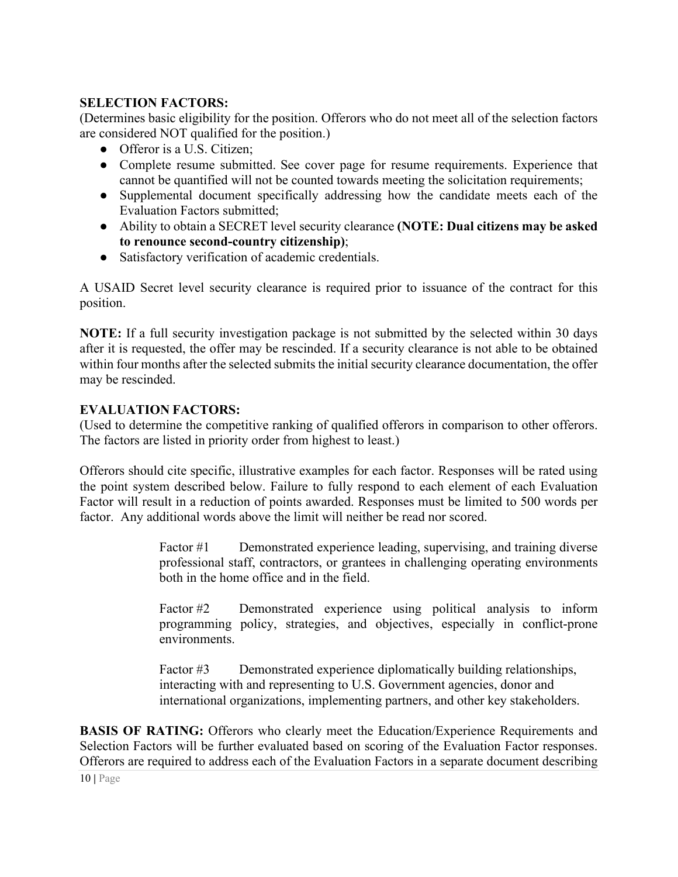**SELECTION FACTORS:**
(Determines basic eligibility for the position. Offerors who do not meet all of the selection factors are considered NOT qualified for the position.)

- Offeror is a U.S. Citizen;
- Complete resume submitted. See cover page for resume requirements. Experience that cannot be quantified will not be counted towards meeting the solicitation requirements;
- Supplemental document specifically addressing how the candidate meets each of the Evaluation Factors submitted;
- Ability to obtain a SECRET level security clearance **(NOTE: Dual citizens may be asked to renounce second-country citizenship)**;
- Satisfactory verification of academic credentials.

A USAID Secret level security clearance is required prior to issuance of the contract for this position.

**NOTE:** If a full security investigation package is not submitted by the selected within 30 days after it is requested, the offer may be rescinded. If a security clearance is not able to be obtained within four months after the selected submits the initial security clearance documentation, the offer may be rescinded.

**EVALUATION FACTORS:**
(Used to determine the competitive ranking of qualified offerors in comparison to other offerors. The factors are listed in priority order from highest to least.)

Offerors should cite specific, illustrative examples for each factor. Responses will be rated using the point system described below. Failure to fully respond to each element of each Evaluation Factor will result in a reduction of points awarded. Responses must be limited to 500 words per factor. Any additional words above the limit will neither be read nor scored.

> Factor #1 Demonstrated experience leading, supervising, and training diverse professional staff, contractors, or grantees in challenging operating environments both in the home office and in the field.
>
> Factor #2 Demonstrated experience using political analysis to inform programming policy, strategies, and objectives, especially in conflict-prone environments.
>
> Factor #3 Demonstrated experience diplomatically building relationships, interacting with and representing to U.S. Government agencies, donor and international organizations, implementing partners, and other key stakeholders.

**BASIS OF RATING:** Offerors who clearly meet the Education/Experience Requirements and Selection Factors will be further evaluated based on scoring of the Evaluation Factor responses. Offerors are required to address each of the Evaluation Factors in a separate document describing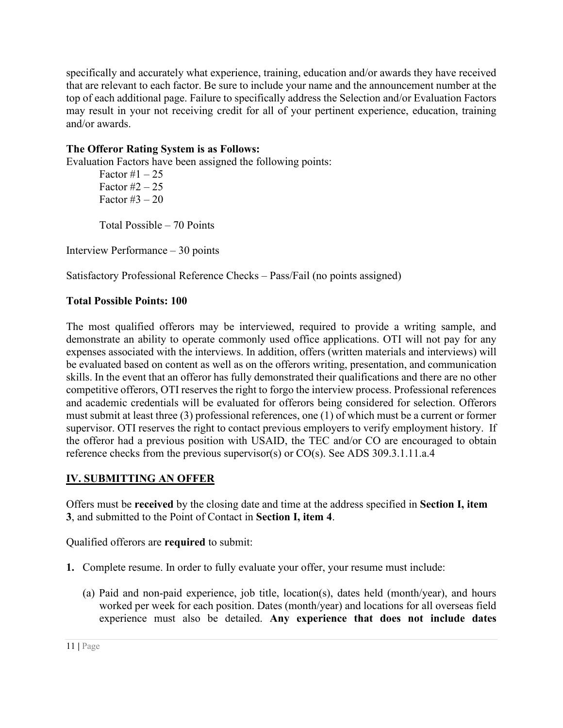specifically and accurately what experience, training, education and/or awards they have received that are relevant to each factor. Be sure to include your name and the announcement number at the top of each additional page. Failure to specifically address the Selection and/or Evaluation Factors may result in your not receiving credit for all of your pertinent experience, education, training and/or awards.

**The Offeror Rating System is as Follows:**
Evaluation Factors have been assigned the following points:

Factor #1 – 25
Factor #2 – 25
Factor #3 – 20

Total Possible – 70 Points

Interview Performance – 30 points

Satisfactory Professional Reference Checks – Pass/Fail (no points assigned)

**Total Possible Points: 100**

The most qualified offerors may be interviewed, required to provide a writing sample, and demonstrate an ability to operate commonly used office applications. OTI will not pay for any expenses associated with the interviews. In addition, offers (written materials and interviews) will be evaluated based on content as well as on the offerors writing, presentation, and communication skills. In the event that an offeror has fully demonstrated their qualifications and there are no other competitive offerors, OTI reserves the right to forgo the interview process. Professional references and academic credentials will be evaluated for offerors being considered for selection. Offerors must submit at least three (3) professional references, one (1) of which must be a current or former supervisor. OTI reserves the right to contact previous employers to verify employment history. If the offeror had a previous position with USAID, the TEC and/or CO are encouraged to obtain reference checks from the previous supervisor(s) or CO(s). See ADS 309.3.1.11.a.4

## IV. SUBMITTING AN OFFER

Offers must be **received** by the closing date and time at the address specified in **Section I, item 3**, and submitted to the Point of Contact in **Section I, item 4**.

Qualified offerors are **required** to submit:

1. Complete resume. In order to fully evaluate your offer, your resume must include:

    (a) Paid and non-paid experience, job title, location(s), dates held (month/year), and hours worked per week for each position. Dates (month/year) and locations for all overseas field experience must also be detailed. **Any experience that does not include dates**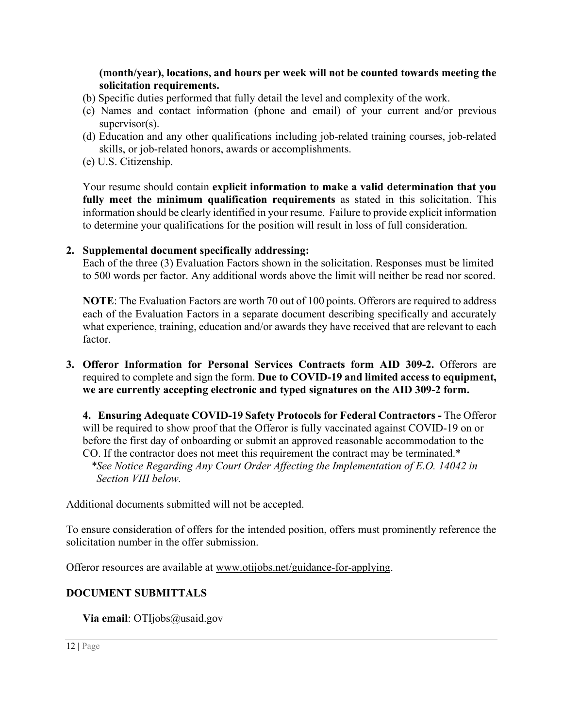**(month/year), locations, and hours per week will not be counted towards meeting the solicitation requirements.**

(b) Specific duties performed that fully detail the level and complexity of the work.

(c) Names and contact information (phone and email) of your current and/or previous supervisor(s).

(d) Education and any other qualifications including job-related training courses, job-related skills, or job-related honors, awards or accomplishments.

(e) U.S. Citizenship.

Your resume should contain **explicit information to make a valid determination that you fully meet the minimum qualification requirements** as stated in this solicitation. This information should be clearly identified in your resume. Failure to provide explicit information to determine your qualifications for the position will result in loss of full consideration.

2. **Supplemental document specifically addressing:**
   Each of the three (3) Evaluation Factors shown in the solicitation. Responses must be limited to 500 words per factor. Any additional words above the limit will neither be read nor scored.

   **NOTE**: The Evaluation Factors are worth 70 out of 100 points. Offerors are required to address each of the Evaluation Factors in a separate document describing specifically and accurately what experience, training, education and/or awards they have received that are relevant to each factor.

3. **Offeror Information for Personal Services Contracts form AID 309-2.** Offerors are required to complete and sign the form. **Due to COVID-19 and limited access to equipment, we are currently accepting electronic and typed signatures on the AID 309-2 form.**

4. **Ensuring Adequate COVID-19 Safety Protocols for Federal Contractors -** The Offeror will be required to show proof that the Offeror is fully vaccinated against COVID-19 on or before the first day of onboarding or submit an approved reasonable accommodation to the CO. If the contractor does not meet this requirement the contract may be terminated.*
   *\*See Notice Regarding Any Court Order Affecting the Implementation of E.O. 14042 in Section VIII below.*

Additional documents submitted will not be accepted.

To ensure consideration of offers for the intended position, offers must prominently reference the solicitation number in the offer submission.

Offeror resources are available at www.otijobs.net/guidance-for-applying.

**DOCUMENT SUBMITTALS**

**Via email**: OTIjobs@usaid.gov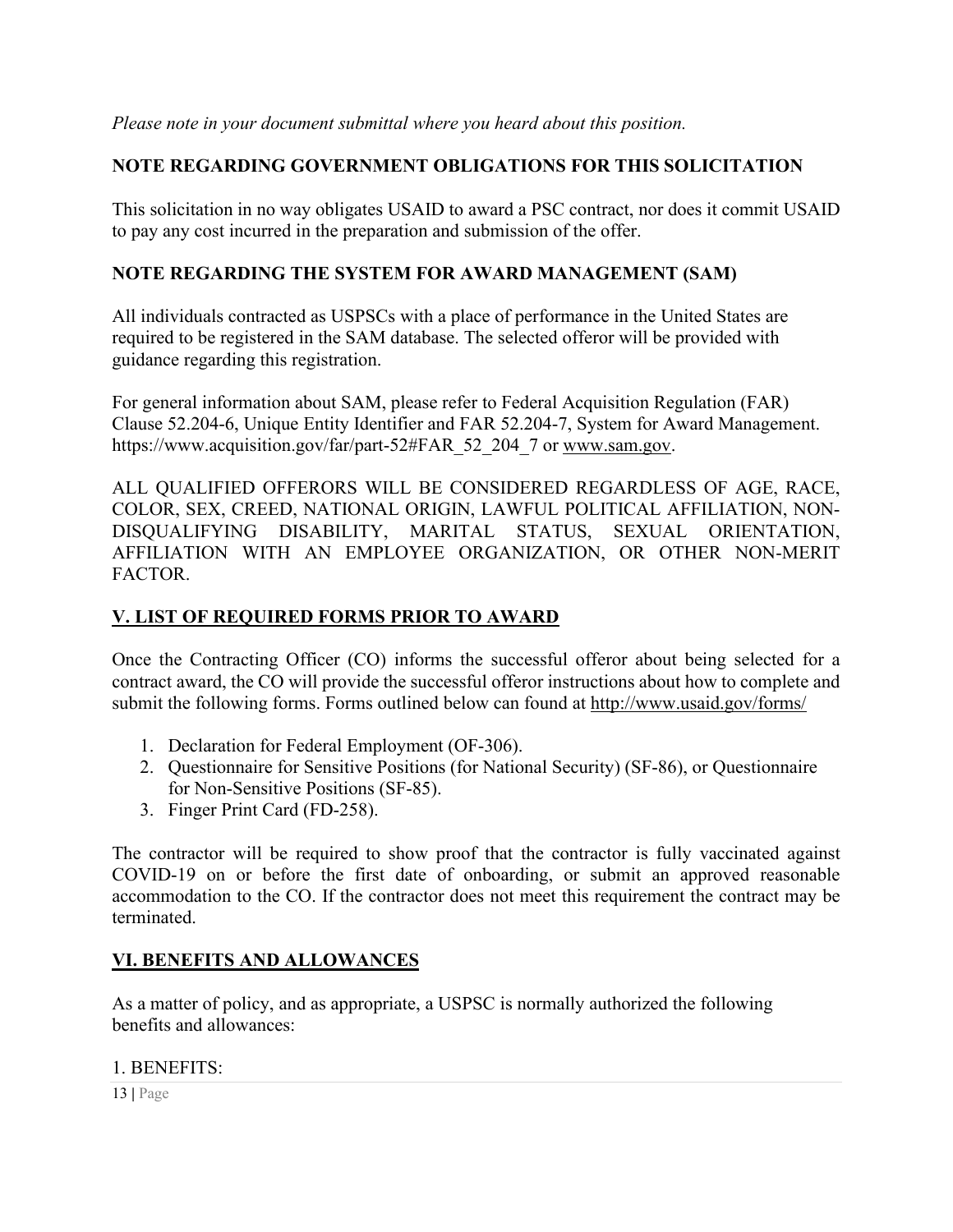*Please note in your document submittal where you heard about this position.*

**NOTE REGARDING GOVERNMENT OBLIGATIONS FOR THIS SOLICITATION**

This solicitation in no way obligates USAID to award a PSC contract, nor does it commit USAID to pay any cost incurred in the preparation and submission of the offer.

**NOTE REGARDING THE SYSTEM FOR AWARD MANAGEMENT (SAM)**

All individuals contracted as USPSCs with a place of performance in the United States are required to be registered in the SAM database. The selected offeror will be provided with guidance regarding this registration.

For general information about SAM, please refer to Federal Acquisition Regulation (FAR) Clause 52.204-6, Unique Entity Identifier and FAR 52.204-7, System for Award Management. https://www.acquisition.gov/far/part-52#FAR_52_204_7 or www.sam.gov.

ALL QUALIFIED OFFERORS WILL BE CONSIDERED REGARDLESS OF AGE, RACE, COLOR, SEX, CREED, NATIONAL ORIGIN, LAWFUL POLITICAL AFFILIATION, NON-DISQUALIFYING DISABILITY, MARITAL STATUS, SEXUAL ORIENTATION, AFFILIATION WITH AN EMPLOYEE ORGANIZATION, OR OTHER NON-MERIT FACTOR.

## V. LIST OF REQUIRED FORMS PRIOR TO AWARD

Once the Contracting Officer (CO) informs the successful offeror about being selected for a contract award, the CO will provide the successful offeror instructions about how to complete and submit the following forms. Forms outlined below can found at http://www.usaid.gov/forms/

1. Declaration for Federal Employment (OF-306).
2. Questionnaire for Sensitive Positions (for National Security) (SF-86), or Questionnaire for Non-Sensitive Positions (SF-85).
3. Finger Print Card (FD-258).

The contractor will be required to show proof that the contractor is fully vaccinated against COVID-19 on or before the first date of onboarding, or submit an approved reasonable accommodation to the CO. If the contractor does not meet this requirement the contract may be terminated.

## VI. BENEFITS AND ALLOWANCES

As a matter of policy, and as appropriate, a USPSC is normally authorized the following benefits and allowances:

1. BENEFITS: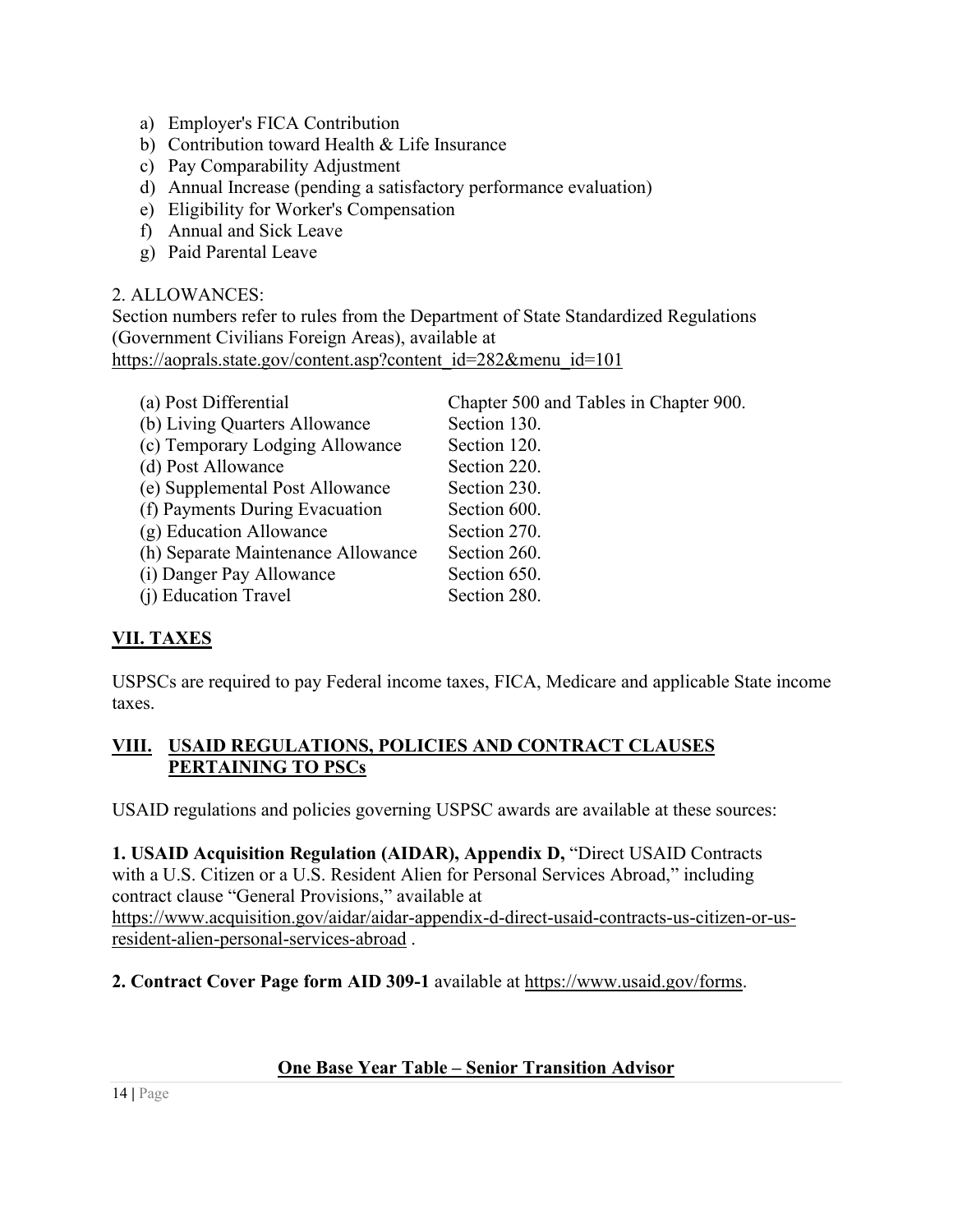a) Employer's FICA Contribution
b) Contribution toward Health & Life Insurance
c) Pay Comparability Adjustment
d) Annual Increase (pending a satisfactory performance evaluation)
e) Eligibility for Worker's Compensation
f) Annual and Sick Leave
g) Paid Parental Leave

2. ALLOWANCES:
Section numbers refer to rules from the Department of State Standardized Regulations (Government Civilians Foreign Areas), available at https://aoprals.state.gov/content.asp?content_id=282&menu_id=101

| | |
|---|---|
| (a) Post Differential | Chapter 500 and Tables in Chapter 900. |
| (b) Living Quarters Allowance | Section 130. |
| (c) Temporary Lodging Allowance | Section 120. |
| (d) Post Allowance | Section 220. |
| (e) Supplemental Post Allowance | Section 230. |
| (f) Payments During Evacuation | Section 600. |
| (g) Education Allowance | Section 270. |
| (h) Separate Maintenance Allowance | Section 260. |
| (i) Danger Pay Allowance | Section 650. |
| (j) Education Travel | Section 280. |

## VII. TAXES

USPSCs are required to pay Federal income taxes, FICA, Medicare and applicable State income taxes.

## VIII. USAID REGULATIONS, POLICIES AND CONTRACT CLAUSES PERTAINING TO PSCs

USAID regulations and policies governing USPSC awards are available at these sources:

**1. USAID Acquisition Regulation (AIDAR), Appendix D,** "Direct USAID Contracts with a U.S. Citizen or a U.S. Resident Alien for Personal Services Abroad," including contract clause "General Provisions," available at https://www.acquisition.gov/aidar/aidar-appendix-d-direct-usaid-contracts-us-citizen-or-us-resident-alien-personal-services-abroad .

**2. Contract Cover Page form AID 309-1** available at https://www.usaid.gov/forms.

**One Base Year Table – Senior Transition Advisor**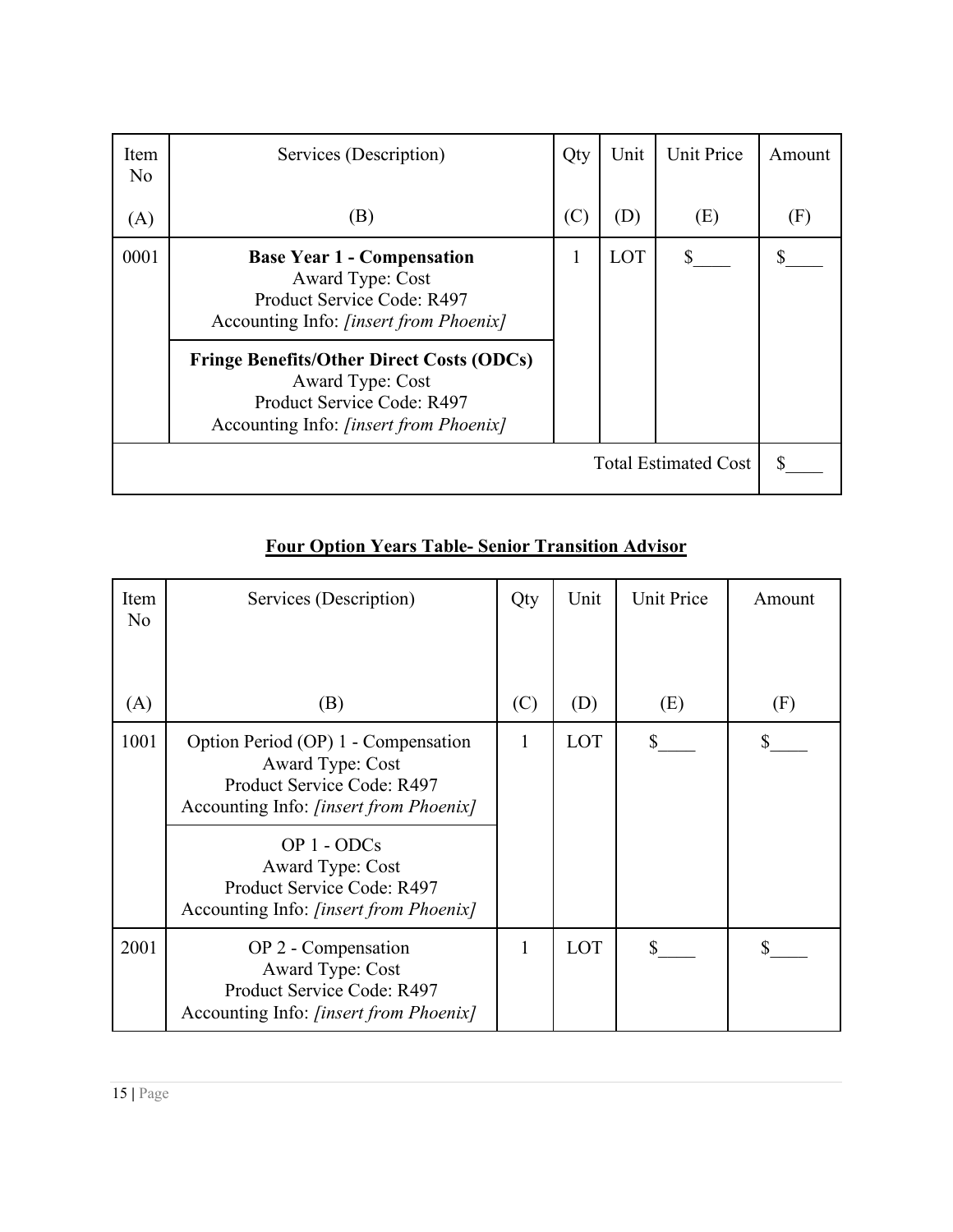| Item No<br><br>(A) | Services (Description)<br><br>(B) | Qty<br><br>(C) | Unit<br><br>(D) | Unit Price<br><br>(E) | Amount<br><br>(F) |
|---|---|---|---|---|---|
| 0001 | **Base Year 1 - Compensation**<br>Award Type: Cost<br>Product Service Code: R497<br>Accounting Info: *[insert from Phoenix]* | 1 | LOT | $____ | $____ |
| | **Fringe Benefits/Other Direct Costs (ODCs)**<br>Award Type: Cost<br>Product Service Code: R497<br>Accounting Info: *[insert from Phoenix]* | | | | |
| | | | | Total Estimated Cost | $____ |

**<u>Four Option Years Table- Senior Transition Advisor</u>**

| Item No<br><br>(A) | Services (Description)<br><br>(B) | Qty<br><br>(C) | Unit<br><br>(D) | Unit Price<br><br>(E) | Amount<br><br>(F) |
|---|---|---|---|---|---|
| 1001 | Option Period (OP) 1 - Compensation<br>Award Type: Cost<br>Product Service Code: R497<br>Accounting Info: *[insert from Phoenix]* | 1 | LOT | $____ | $____ |
| | OP 1 - ODCs<br>Award Type: Cost<br>Product Service Code: R497<br>Accounting Info: *[insert from Phoenix]* | | | | |
| 2001 | OP 2 - Compensation<br>Award Type: Cost<br>Product Service Code: R497<br>Accounting Info: *[insert from Phoenix]* | 1 | LOT | $____ | $____ |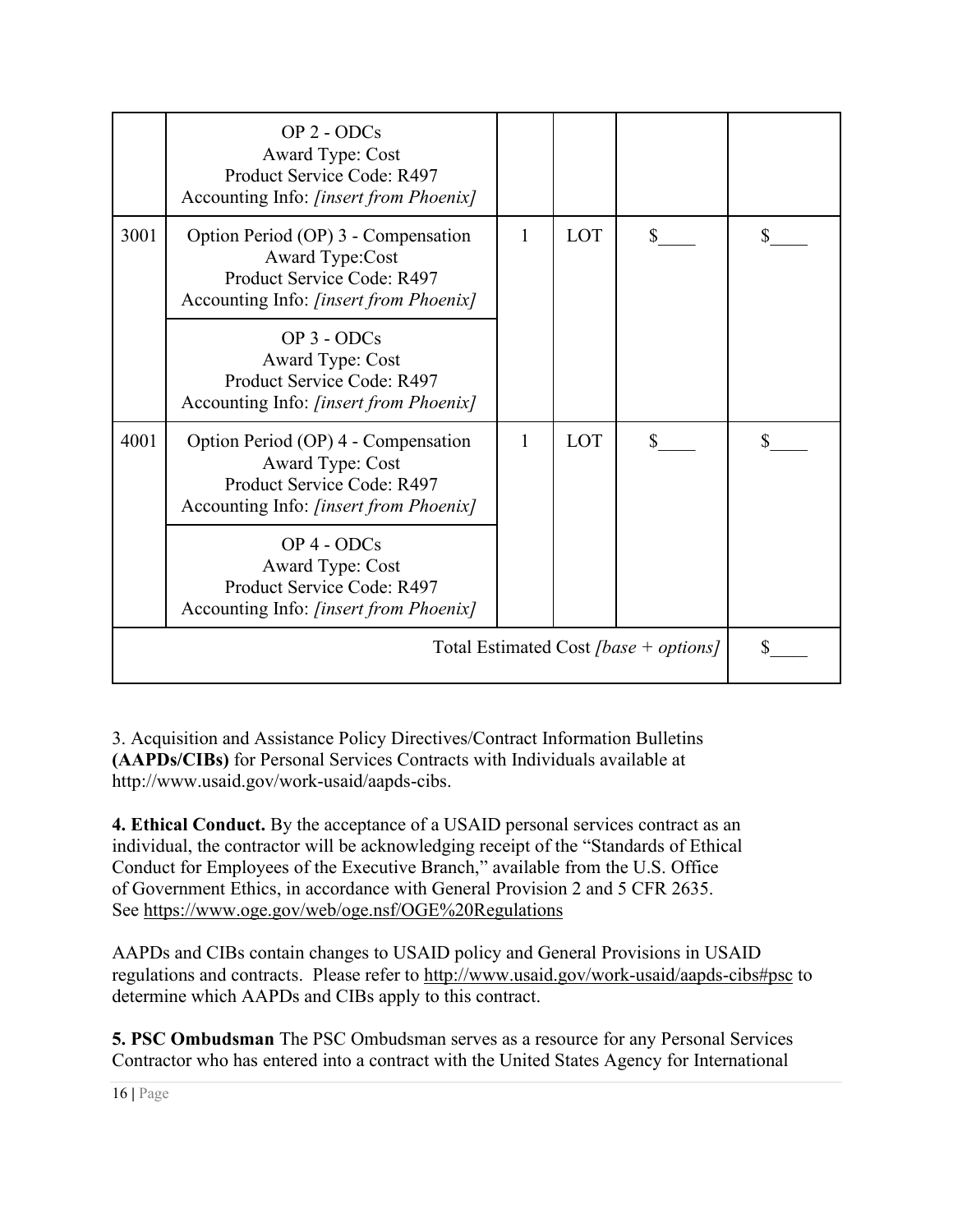| | | | | | |
|---|---|---|---|---|---|
| | OP 2 - ODCs<br>Award Type: Cost<br>Product Service Code: R497<br>Accounting Info: *[insert from Phoenix]* | | | | |
| 3001 | Option Period (OP) 3 - Compensation<br>Award Type:Cost<br>Product Service Code: R497<br>Accounting Info: *[insert from Phoenix]* | 1 | LOT | $____ | $____ |
| | OP 3 - ODCs<br>Award Type: Cost<br>Product Service Code: R497<br>Accounting Info: *[insert from Phoenix]* | | | | |
| 4001 | Option Period (OP) 4 - Compensation<br>Award Type: Cost<br>Product Service Code: R497<br>Accounting Info: *[insert from Phoenix]* | 1 | LOT | $____ | $____ |
| | OP 4 - ODCs<br>Award Type: Cost<br>Product Service Code: R497<br>Accounting Info: *[insert from Phoenix]* | | | | |
| | | | | Total Estimated Cost *[base + options]* | $____ |

3. Acquisition and Assistance Policy Directives/Contract Information Bulletins **(AAPDs/CIBs)** for Personal Services Contracts with Individuals available at http://www.usaid.gov/work-usaid/aapds-cibs.

**4. Ethical Conduct.** By the acceptance of a USAID personal services contract as an individual, the contractor will be acknowledging receipt of the "Standards of Ethical Conduct for Employees of the Executive Branch," available from the U.S. Office of Government Ethics, in accordance with General Provision 2 and 5 CFR 2635. See https://www.oge.gov/web/oge.nsf/OGE%20Regulations

AAPDs and CIBs contain changes to USAID policy and General Provisions in USAID regulations and contracts. Please refer to http://www.usaid.gov/work-usaid/aapds-cibs#psc to determine which AAPDs and CIBs apply to this contract.

**5. PSC Ombudsman** The PSC Ombudsman serves as a resource for any Personal Services Contractor who has entered into a contract with the United States Agency for International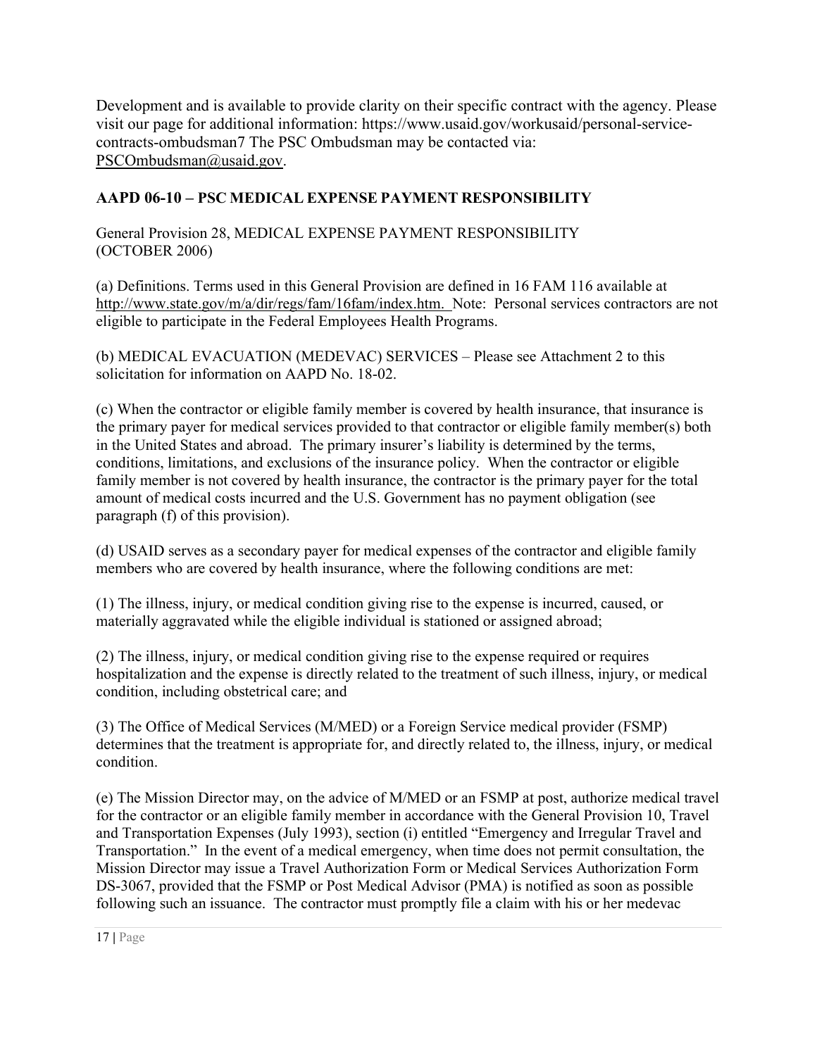Development and is available to provide clarity on their specific contract with the agency. Please visit our page for additional information: https://www.usaid.gov/workusaid/personal-service-contracts-ombudsman7 The PSC Ombudsman may be contacted via: PSCOmbudsman@usaid.gov.

## AAPD 06-10 – PSC MEDICAL EXPENSE PAYMENT RESPONSIBILITY

General Provision 28, MEDICAL EXPENSE PAYMENT RESPONSIBILITY (OCTOBER 2006)

(a) Definitions. Terms used in this General Provision are defined in 16 FAM 116 available at http://www.state.gov/m/a/dir/regs/fam/16fam/index.htm. Note: Personal services contractors are not eligible to participate in the Federal Employees Health Programs.

(b) MEDICAL EVACUATION (MEDEVAC) SERVICES – Please see Attachment 2 to this solicitation for information on AAPD No. 18-02.

(c) When the contractor or eligible family member is covered by health insurance, that insurance is the primary payer for medical services provided to that contractor or eligible family member(s) both in the United States and abroad. The primary insurer's liability is determined by the terms, conditions, limitations, and exclusions of the insurance policy. When the contractor or eligible family member is not covered by health insurance, the contractor is the primary payer for the total amount of medical costs incurred and the U.S. Government has no payment obligation (see paragraph (f) of this provision).

(d) USAID serves as a secondary payer for medical expenses of the contractor and eligible family members who are covered by health insurance, where the following conditions are met:

(1) The illness, injury, or medical condition giving rise to the expense is incurred, caused, or materially aggravated while the eligible individual is stationed or assigned abroad;

(2) The illness, injury, or medical condition giving rise to the expense required or requires hospitalization and the expense is directly related to the treatment of such illness, injury, or medical condition, including obstetrical care; and

(3) The Office of Medical Services (M/MED) or a Foreign Service medical provider (FSMP) determines that the treatment is appropriate for, and directly related to, the illness, injury, or medical condition.

(e) The Mission Director may, on the advice of M/MED or an FSMP at post, authorize medical travel for the contractor or an eligible family member in accordance with the General Provision 10, Travel and Transportation Expenses (July 1993), section (i) entitled "Emergency and Irregular Travel and Transportation." In the event of a medical emergency, when time does not permit consultation, the Mission Director may issue a Travel Authorization Form or Medical Services Authorization Form DS-3067, provided that the FSMP or Post Medical Advisor (PMA) is notified as soon as possible following such an issuance. The contractor must promptly file a claim with his or her medevac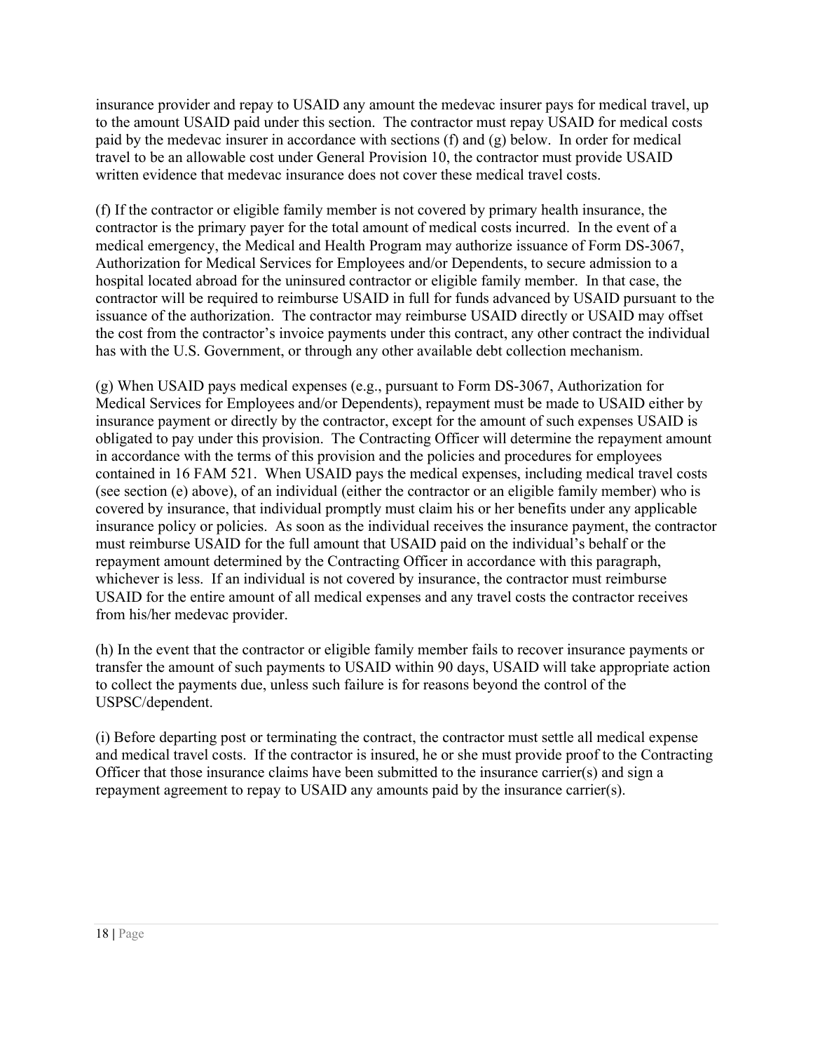insurance provider and repay to USAID any amount the medevac insurer pays for medical travel, up to the amount USAID paid under this section. The contractor must repay USAID for medical costs paid by the medevac insurer in accordance with sections (f) and (g) below. In order for medical travel to be an allowable cost under General Provision 10, the contractor must provide USAID written evidence that medevac insurance does not cover these medical travel costs.

(f) If the contractor or eligible family member is not covered by primary health insurance, the contractor is the primary payer for the total amount of medical costs incurred. In the event of a medical emergency, the Medical and Health Program may authorize issuance of Form DS-3067, Authorization for Medical Services for Employees and/or Dependents, to secure admission to a hospital located abroad for the uninsured contractor or eligible family member. In that case, the contractor will be required to reimburse USAID in full for funds advanced by USAID pursuant to the issuance of the authorization. The contractor may reimburse USAID directly or USAID may offset the cost from the contractor's invoice payments under this contract, any other contract the individual has with the U.S. Government, or through any other available debt collection mechanism.

(g) When USAID pays medical expenses (e.g., pursuant to Form DS-3067, Authorization for Medical Services for Employees and/or Dependents), repayment must be made to USAID either by insurance payment or directly by the contractor, except for the amount of such expenses USAID is obligated to pay under this provision. The Contracting Officer will determine the repayment amount in accordance with the terms of this provision and the policies and procedures for employees contained in 16 FAM 521. When USAID pays the medical expenses, including medical travel costs (see section (e) above), of an individual (either the contractor or an eligible family member) who is covered by insurance, that individual promptly must claim his or her benefits under any applicable insurance policy or policies. As soon as the individual receives the insurance payment, the contractor must reimburse USAID for the full amount that USAID paid on the individual's behalf or the repayment amount determined by the Contracting Officer in accordance with this paragraph, whichever is less. If an individual is not covered by insurance, the contractor must reimburse USAID for the entire amount of all medical expenses and any travel costs the contractor receives from his/her medevac provider.

(h) In the event that the contractor or eligible family member fails to recover insurance payments or transfer the amount of such payments to USAID within 90 days, USAID will take appropriate action to collect the payments due, unless such failure is for reasons beyond the control of the USPSC/dependent.

(i) Before departing post or terminating the contract, the contractor must settle all medical expense and medical travel costs. If the contractor is insured, he or she must provide proof to the Contracting Officer that those insurance claims have been submitted to the insurance carrier(s) and sign a repayment agreement to repay to USAID any amounts paid by the insurance carrier(s).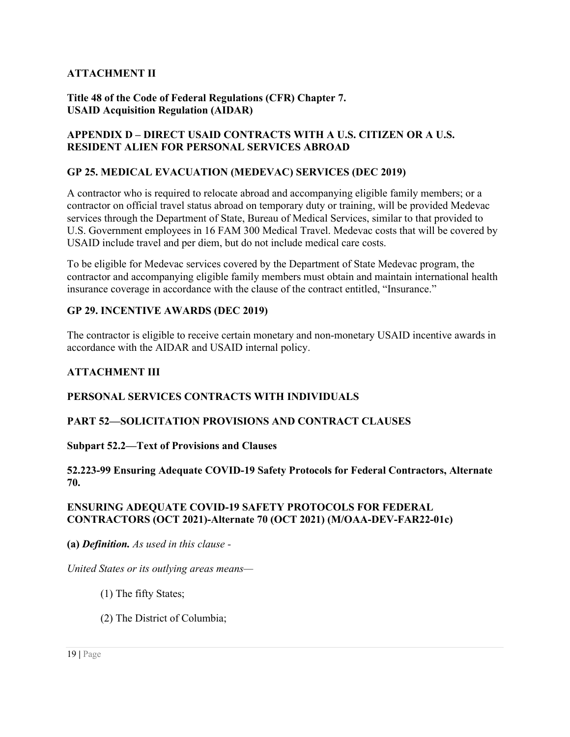## ATTACHMENT II

**Title 48 of the Code of Federal Regulations (CFR) Chapter 7.**
**USAID Acquisition Regulation (AIDAR)**

### APPENDIX D – DIRECT USAID CONTRACTS WITH A U.S. CITIZEN OR A U.S. RESIDENT ALIEN FOR PERSONAL SERVICES ABROAD

### GP 25. MEDICAL EVACUATION (MEDEVAC) SERVICES (DEC 2019)

A contractor who is required to relocate abroad and accompanying eligible family members; or a contractor on official travel status abroad on temporary duty or training, will be provided Medevac services through the Department of State, Bureau of Medical Services, similar to that provided to U.S. Government employees in 16 FAM 300 Medical Travel. Medevac costs that will be covered by USAID include travel and per diem, but do not include medical care costs.

To be eligible for Medevac services covered by the Department of State Medevac program, the contractor and accompanying eligible family members must obtain and maintain international health insurance coverage in accordance with the clause of the contract entitled, "Insurance."

### GP 29. INCENTIVE AWARDS (DEC 2019)

The contractor is eligible to receive certain monetary and non-monetary USAID incentive awards in accordance with the AIDAR and USAID internal policy.

## ATTACHMENT III

### PERSONAL SERVICES CONTRACTS WITH INDIVIDUALS

### PART 52—SOLICITATION PROVISIONS AND CONTRACT CLAUSES

**Subpart 52.2—Text of Provisions and Clauses**

**52.223-99 Ensuring Adequate COVID-19 Safety Protocols for Federal Contractors, Alternate 70.**

### ENSURING ADEQUATE COVID-19 SAFETY PROTOCOLS FOR FEDERAL CONTRACTORS (OCT 2021)-Alternate 70 (OCT 2021) (M/OAA-DEV-FAR22-01c)

**(a)** ***Definition.*** *As used in this clause -*

*United States or its outlying areas means—*

(1) The fifty States;

(2) The District of Columbia;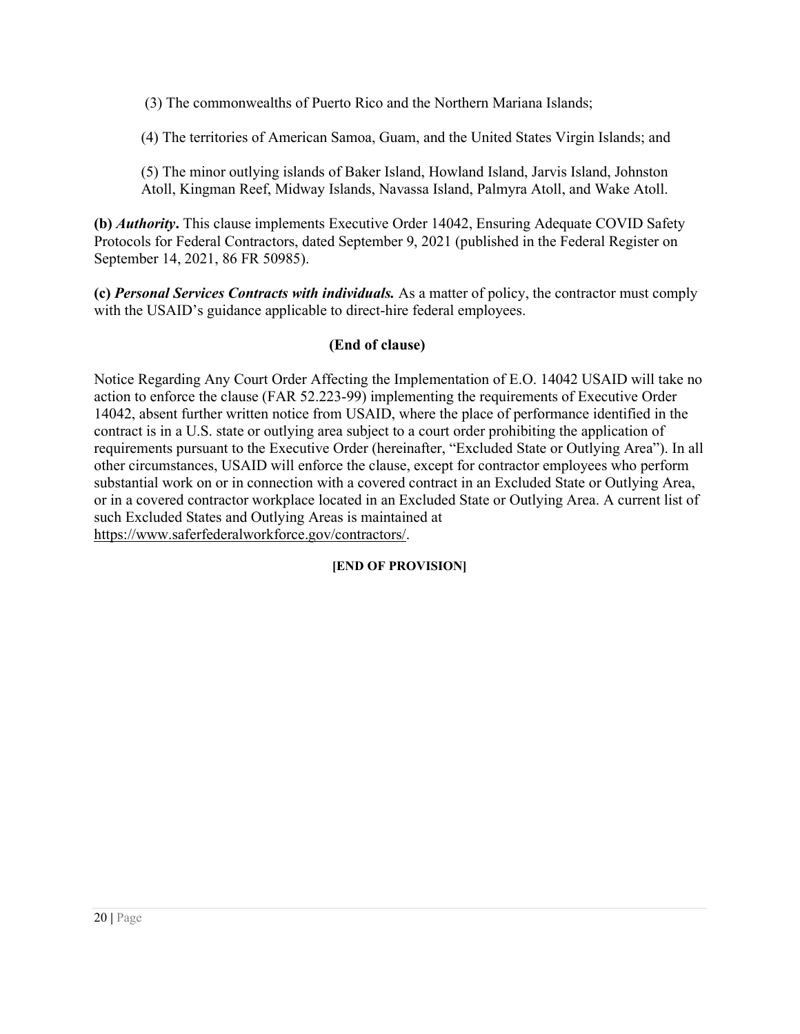(3) The commonwealths of Puerto Rico and the Northern Mariana Islands;

(4) The territories of American Samoa, Guam, and the United States Virgin Islands; and

(5) The minor outlying islands of Baker Island, Howland Island, Jarvis Island, Johnston Atoll, Kingman Reef, Midway Islands, Navassa Island, Palmyra Atoll, and Wake Atoll.

**(b)** ***Authority*****.** This clause implements Executive Order 14042, Ensuring Adequate COVID Safety Protocols for Federal Contractors, dated September 9, 2021 (published in the Federal Register on September 14, 2021, 86 FR 50985).

**(c)** ***Personal Services Contracts with individuals.*** As a matter of policy, the contractor must comply with the USAID's guidance applicable to direct-hire federal employees.

**(End of clause)**

Notice Regarding Any Court Order Affecting the Implementation of E.O. 14042 USAID will take no action to enforce the clause (FAR 52.223-99) implementing the requirements of Executive Order 14042, absent further written notice from USAID, where the place of performance identified in the contract is in a U.S. state or outlying area subject to a court order prohibiting the application of requirements pursuant to the Executive Order (hereinafter, "Excluded State or Outlying Area"). In all other circumstances, USAID will enforce the clause, except for contractor employees who perform substantial work on or in connection with a covered contract in an Excluded State or Outlying Area, or in a covered contractor workplace located in an Excluded State or Outlying Area. A current list of such Excluded States and Outlying Areas is maintained at https://www.saferfederalworkforce.gov/contractors/.

**[END OF PROVISION]**